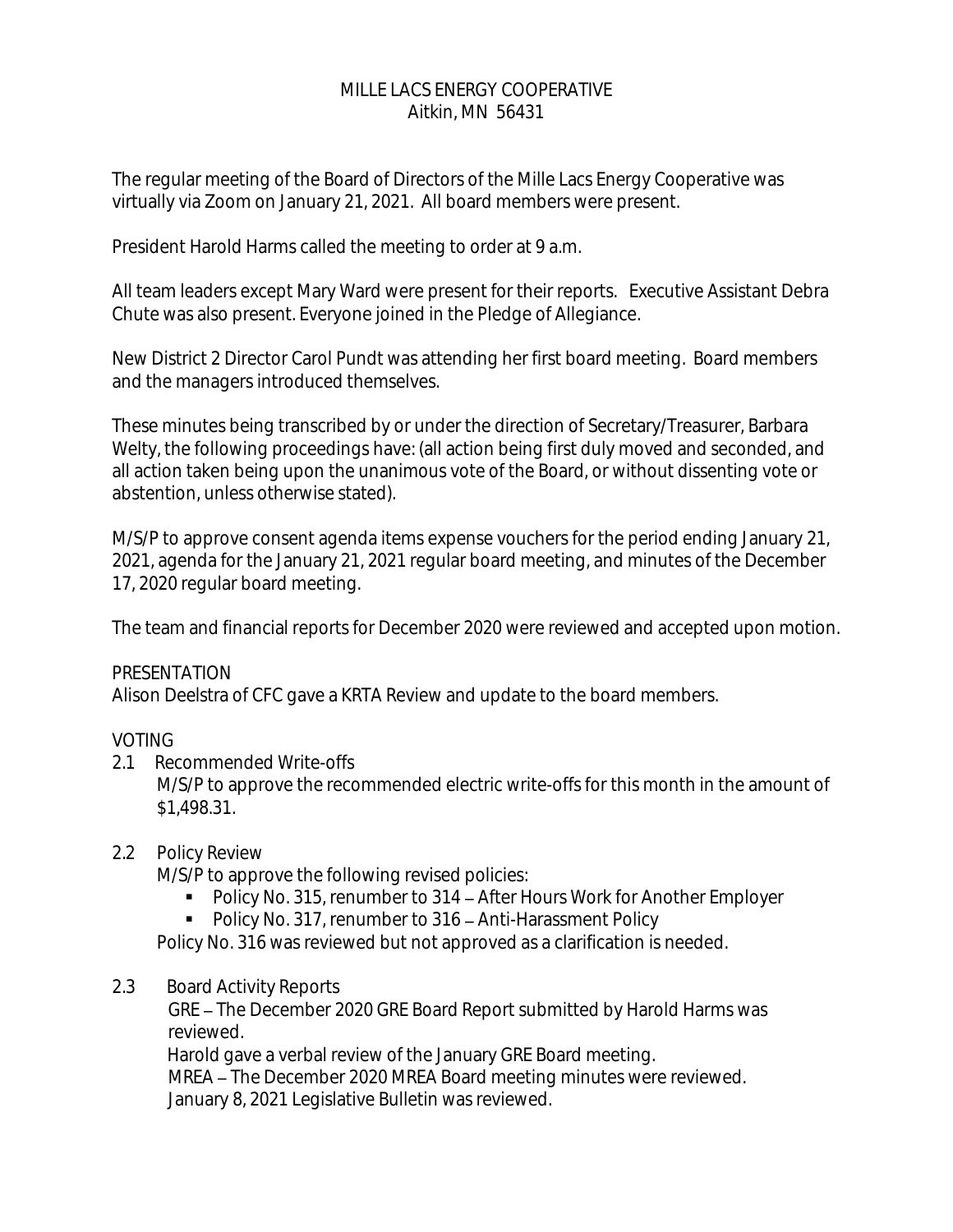# MILLE LACS ENERGY COOPERATIVE
Aitkin, MN 56431

The regular meeting of the Board of Directors of the Mille Lacs Energy Cooperative was virtually via Zoom on January 21, 2021. All board members were present.

President Harold Harms called the meeting to order at 9 a.m.

All team leaders except Mary Ward were present for their reports. Executive Assistant Debra Chute was also present. Everyone joined in the Pledge of Allegiance.

New District 2 Director Carol Pundt was attending her first board meeting. Board members and the managers introduced themselves.

These minutes being transcribed by or under the direction of Secretary/Treasurer, Barbara Welty, the following proceedings have: (all action being first duly moved and seconded, and all action taken being upon the unanimous vote of the Board, or without dissenting vote or abstention, unless otherwise stated).

M/S/P to approve consent agenda items expense vouchers for the period ending January 21, 2021, agenda for the January 21, 2021 regular board meeting, and minutes of the December 17, 2020 regular board meeting.

The team and financial reports for December 2020 were reviewed and accepted upon motion.

PRESENTATION

Alison Deelstra of CFC gave a KRTA Review and update to the board members.

VOTING

2.1 Recommended Write-offs

M/S/P to approve the recommended electric write-offs for this month in the amount of $1,498.31.

2.2 Policy Review

M/S/P to approve the following revised policies:

- Policy No. 315, renumber to 314 – After Hours Work for Another Employer
- Policy No. 317, renumber to 316 – Anti-Harassment Policy

Policy No. 316 was reviewed but not approved as a clarification is needed.

2.3 Board Activity Reports

GRE – The December 2020 GRE Board Report submitted by Harold Harms was reviewed.

Harold gave a verbal review of the January GRE Board meeting.

MREA – The December 2020 MREA Board meeting minutes were reviewed.

January 8, 2021 Legislative Bulletin was reviewed.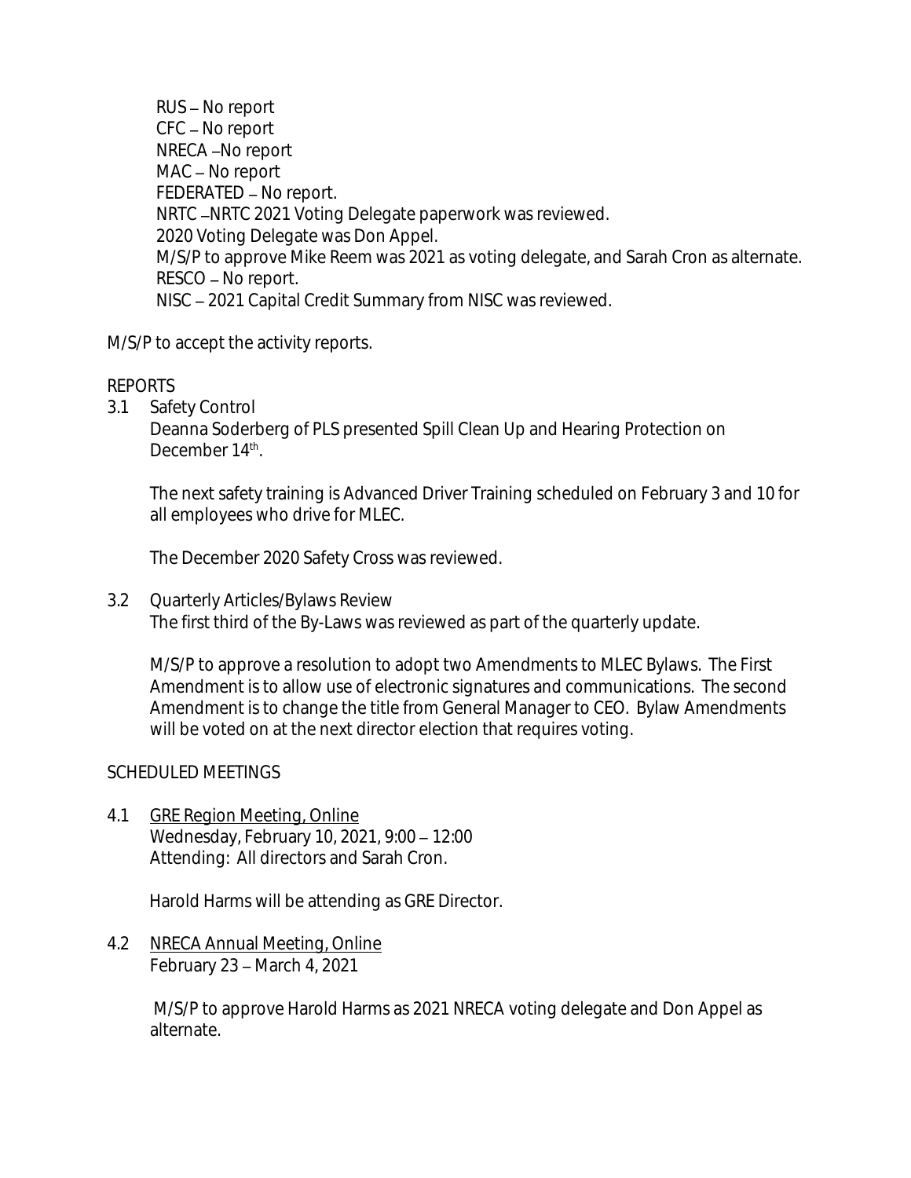RUS – No report
CFC – No report
NRECA –No report
MAC – No report
FEDERATED – No report.
NRTC –NRTC 2021 Voting Delegate paperwork was reviewed.
2020 Voting Delegate was Don Appel.
M/S/P to approve Mike Reem was 2021 as voting delegate, and Sarah Cron as alternate.
RESCO – No report.
NISC – 2021 Capital Credit Summary from NISC was reviewed.

M/S/P to accept the activity reports.

REPORTS

3.1 Safety Control

Deanna Soderberg of PLS presented Spill Clean Up and Hearing Protection on December 14th.

The next safety training is Advanced Driver Training scheduled on February 3 and 10 for all employees who drive for MLEC.

The December 2020 Safety Cross was reviewed.

3.2 Quarterly Articles/Bylaws Review

The first third of the By-Laws was reviewed as part of the quarterly update.

M/S/P to approve a resolution to adopt two Amendments to MLEC Bylaws. The First Amendment is to allow use of electronic signatures and communications. The second Amendment is to change the title from General Manager to CEO. Bylaw Amendments will be voted on at the next director election that requires voting.

SCHEDULED MEETINGS

4.1 <u>GRE Region Meeting, Online</u>
Wednesday, February 10, 2021, 9:00 – 12:00
Attending: All directors and Sarah Cron.

Harold Harms will be attending as GRE Director.

4.2 <u>NRECA Annual Meeting, Online</u>
February 23 – March 4, 2021

M/S/P to approve Harold Harms as 2021 NRECA voting delegate and Don Appel as alternate.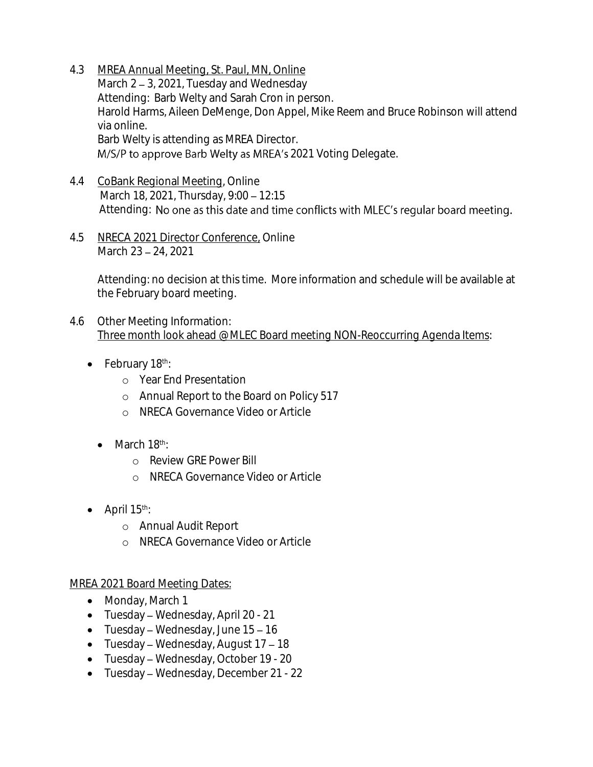4.3 <u>MREA Annual Meeting, St. Paul, MN, Online</u>
March 2 – 3, 2021, Tuesday and Wednesday
Attending: Barb Welty and Sarah Cron in person.
Harold Harms, Aileen DeMenge, Don Appel, Mike Reem and Bruce Robinson will attend via online.
Barb Welty is attending as MREA Director.
M/S/P to approve Barb Welty as MREA's 2021 Voting Delegate.

4.4 <u>CoBank Regional Meeting</u>, Online
March 18, 2021, Thursday, 9:00 – 12:15
Attending: No one as this date and time conflicts with MLEC's regular board meeting.

4.5 <u>NRECA 2021 Director Conference,</u> Online
March 23 – 24, 2021

Attending: no decision at this time. More information and schedule will be available at the February board meeting.

4.6 Other Meeting Information:
<u>Three month look ahead @ MLEC Board meeting NON-Reoccurring Agenda Items</u>:

- February 18th:
  - Year End Presentation
  - Annual Report to the Board on Policy 517
  - NRECA Governance Video or Article
- March 18th:
  - Review GRE Power Bill
  - NRECA Governance Video or Article
- April 15th:
  - Annual Audit Report
  - NRECA Governance Video or Article

<u>MREA 2021 Board Meeting Dates:</u>

- Monday, March 1
- Tuesday – Wednesday, April 20 - 21
- Tuesday – Wednesday, June 15 – 16
- Tuesday – Wednesday, August 17 – 18
- Tuesday – Wednesday, October 19 - 20
- Tuesday – Wednesday, December 21 - 22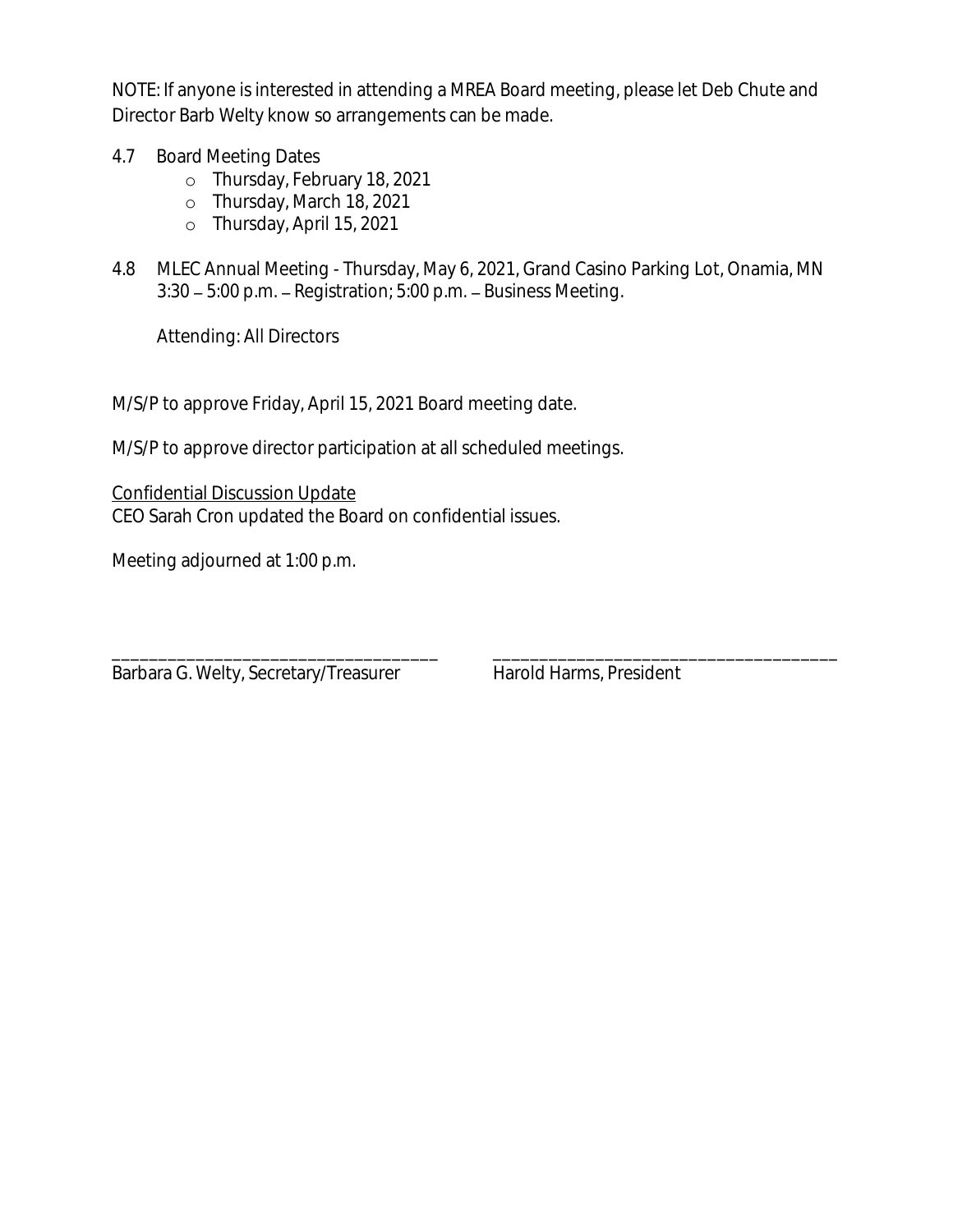NOTE: If anyone is interested in attending a MREA Board meeting, please let Deb Chute and Director Barb Welty know so arrangements can be made.

4.7 Board Meeting Dates
- Thursday, February 18, 2021
- Thursday, March 18, 2021
- Thursday, April 15, 2021

4.8 MLEC Annual Meeting - Thursday, May 6, 2021, Grand Casino Parking Lot, Onamia, MN 3:30 – 5:00 p.m. – Registration; 5:00 p.m. – Business Meeting.

Attending: All Directors

M/S/P to approve Friday, April 15, 2021 Board meeting date.

M/S/P to approve director participation at all scheduled meetings.

Confidential Discussion Update
CEO Sarah Cron updated the Board on confidential issues.

Meeting adjourned at 1:00 p.m.

_______________________________________ Barbara G. Welty, Secretary/Treasurer

_______________________________________ Harold Harms, President